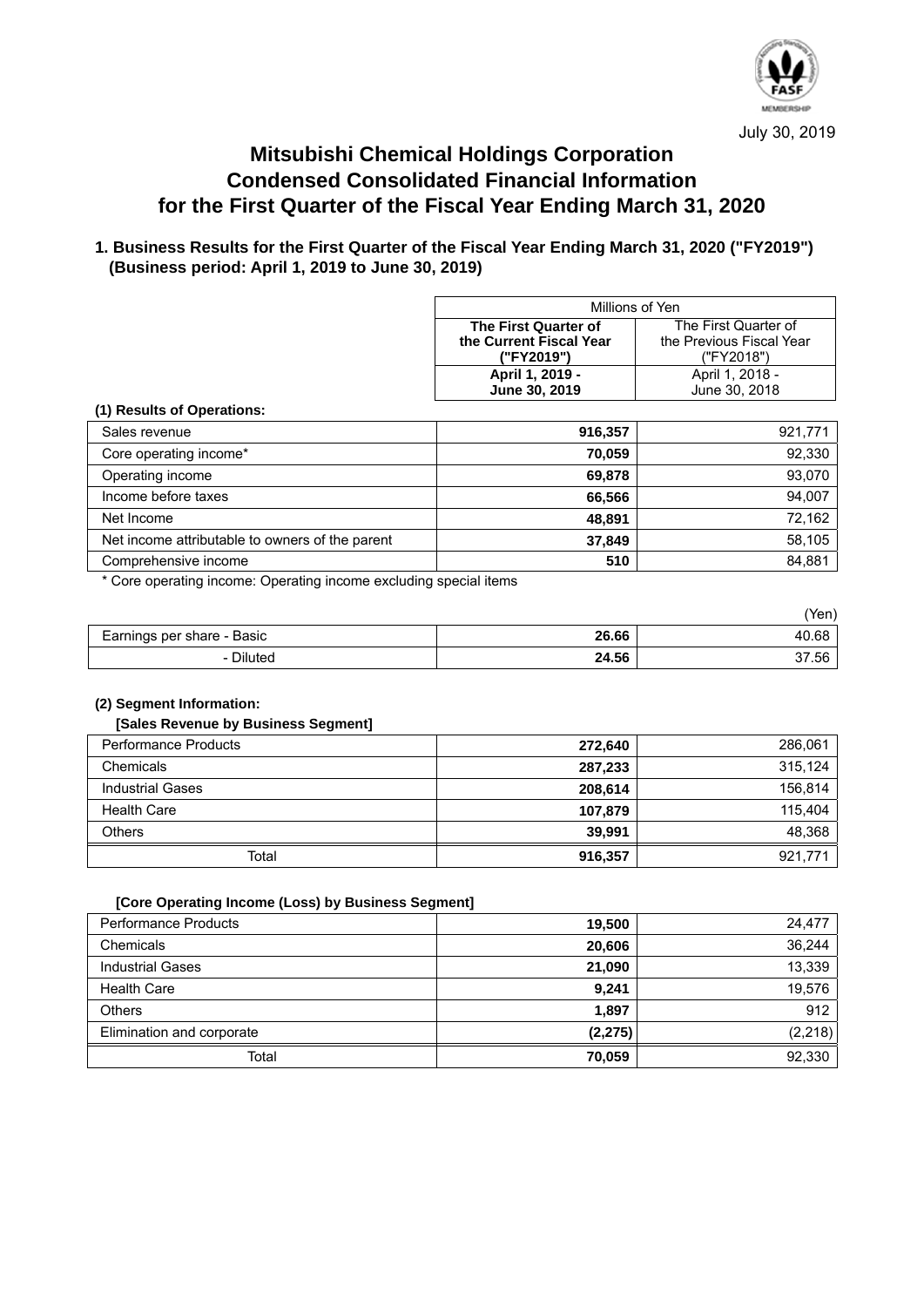July 30, 2019

# Mitsubishi Chemical Holdings Corporation
# Condensed Consolidated Financial Information
# for the First Quarter of the Fiscal Year Ending March 31, 2020

## 1. Business Results for the First Quarter of the Fiscal Year Ending March 31, 2020 ("FY2019") (Business period: April 1, 2019 to June 30, 2019)

| | Millions of Yen | |
|---|---|---|
| | **The First Quarter of the Current Fiscal Year ("FY2019")** | The First Quarter of the Previous Fiscal Year ("FY2018") |
| | **April 1, 2019 - June 30, 2019** | April 1, 2018 - June 30, 2018 |

**(1) Results of Operations:**

| | | |
|---|---|---|
| Sales revenue | **916,357** | 921,771 |
| Core operating income* | **70,059** | 92,330 |
| Operating income | **69,878** | 93,070 |
| Income before taxes | **66,566** | 94,007 |
| Net Income | **48,891** | 72,162 |
| Net income attributable to owners of the parent | **37,849** | 58,105 |
| Comprehensive income | **510** | 84,881 |

\* Core operating income: Operating income excluding special items

(Yen)

| | | |
|---|---|---|
| Earnings per share - Basic | **26.66** | 40.68 |
| - Diluted | **24.56** | 37.56 |

**(2) Segment Information:**

**[Sales Revenue by Business Segment]**

| | | |
|---|---|---|
| Performance Products | **272,640** | 286,061 |
| Chemicals | **287,233** | 315,124 |
| Industrial Gases | **208,614** | 156,814 |
| Health Care | **107,879** | 115,404 |
| Others | **39,991** | 48,368 |
| Total | **916,357** | 921,771 |

**[Core Operating Income (Loss) by Business Segment]**

| | | |
|---|---|---|
| Performance Products | **19,500** | 24,477 |
| Chemicals | **20,606** | 36,244 |
| Industrial Gases | **21,090** | 13,339 |
| Health Care | **9,241** | 19,576 |
| Others | **1,897** | 912 |
| Elimination and corporate | **(2,275)** | (2,218) |
| Total | **70,059** | 92,330 |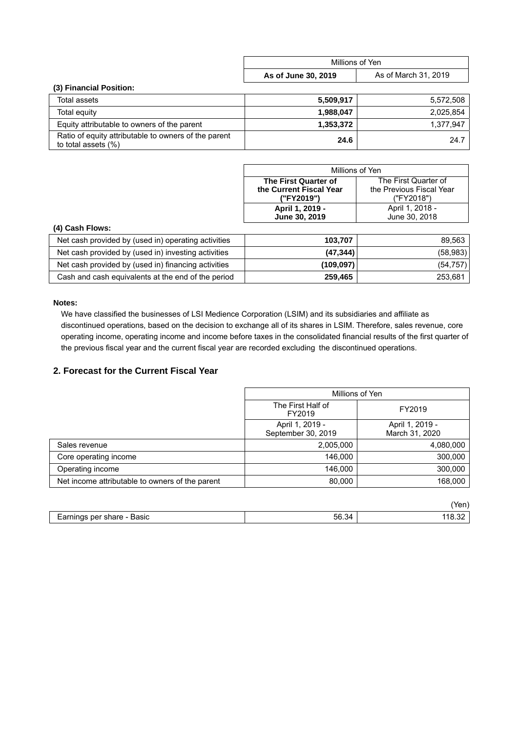### (3) Financial Position:

| | Millions of Yen | |
|---|---|---|
| | **As of June 30, 2019** | As of March 31, 2019 |
| Total assets | **5,509,917** | 5,572,508 |
| Total equity | **1,988,047** | 2,025,854 |
| Equity attributable to owners of the parent | **1,353,372** | 1,377,947 |
| Ratio of equity attributable to owners of the parent to total assets (%) | **24.6** | 24.7 |

### (4) Cash Flows:

| | Millions of Yen | |
|---|---|---|
| | **The First Quarter of the Current Fiscal Year ("FY2019")** | The First Quarter of the Previous Fiscal Year ("FY2018") |
| | **April 1, 2019 - June 30, 2019** | April 1, 2018 - June 30, 2018 |
| Net cash provided by (used in) operating activities | **103,707** | 89,563 |
| Net cash provided by (used in) investing activities | **(47,344)** | (58,983) |
| Net cash provided by (used in) financing activities | **(109,097)** | (54,757) |
| Cash and cash equivalents at the end of the period | **259,465** | 253,681 |

**Notes:**

We have classified the businesses of LSI Medience Corporation (LSIM) and its subsidiaries and affiliate as discontinued operations, based on the decision to exchange all of its shares in LSIM. Therefore, sales revenue, core operating income, operating income and income before taxes in the consolidated financial results of the first quarter of the previous fiscal year and the current fiscal year are recorded excluding the discontinued operations.

## 2. Forecast for the Current Fiscal Year

| | Millions of Yen | |
|---|---|---|
| | The First Half of FY2019 | FY2019 |
| | April 1, 2019 - September 30, 2019 | April 1, 2019 - March 31, 2020 |
| Sales revenue | 2,005,000 | 4,080,000 |
| Core operating income | 146,000 | 300,000 |
| Operating income | 146,000 | 300,000 |
| Net income attributable to owners of the parent | 80,000 | 168,000 |

(Yen)

| | | |
|---|---|---|
| Earnings per share - Basic | 56.34 | 118.32 |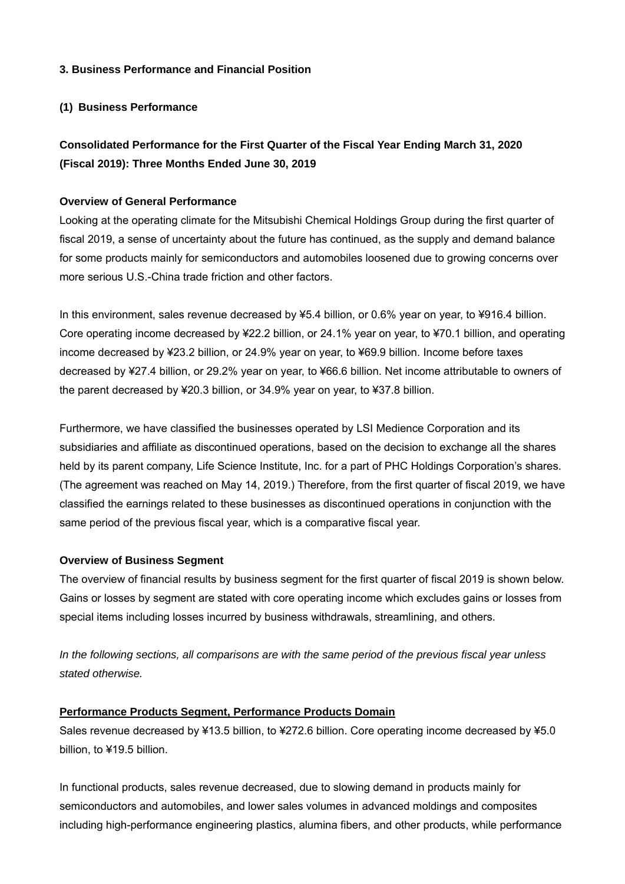## 3. Business Performance and Financial Position

### (1) Business Performance

### Consolidated Performance for the First Quarter of the Fiscal Year Ending March 31, 2020 (Fiscal 2019): Three Months Ended June 30, 2019

**Overview of General Performance**

Looking at the operating climate for the Mitsubishi Chemical Holdings Group during the first quarter of fiscal 2019, a sense of uncertainty about the future has continued, as the supply and demand balance for some products mainly for semiconductors and automobiles loosened due to growing concerns over more serious U.S.-China trade friction and other factors.

In this environment, sales revenue decreased by ¥5.4 billion, or 0.6% year on year, to ¥916.4 billion. Core operating income decreased by ¥22.2 billion, or 24.1% year on year, to ¥70.1 billion, and operating income decreased by ¥23.2 billion, or 24.9% year on year, to ¥69.9 billion. Income before taxes decreased by ¥27.4 billion, or 29.2% year on year, to ¥66.6 billion. Net income attributable to owners of the parent decreased by ¥20.3 billion, or 34.9% year on year, to ¥37.8 billion.

Furthermore, we have classified the businesses operated by LSI Medience Corporation and its subsidiaries and affiliate as discontinued operations, based on the decision to exchange all the shares held by its parent company, Life Science Institute, Inc. for a part of PHC Holdings Corporation's shares. (The agreement was reached on May 14, 2019.) Therefore, from the first quarter of fiscal 2019, we have classified the earnings related to these businesses as discontinued operations in conjunction with the same period of the previous fiscal year, which is a comparative fiscal year.

**Overview of Business Segment**

The overview of financial results by business segment for the first quarter of fiscal 2019 is shown below. Gains or losses by segment are stated with core operating income which excludes gains or losses from special items including losses incurred by business withdrawals, streamlining, and others.

*In the following sections, all comparisons are with the same period of the previous fiscal year unless stated otherwise.*

**Performance Products Segment, Performance Products Domain**

Sales revenue decreased by ¥13.5 billion, to ¥272.6 billion. Core operating income decreased by ¥5.0 billion, to ¥19.5 billion.

In functional products, sales revenue decreased, due to slowing demand in products mainly for semiconductors and automobiles, and lower sales volumes in advanced moldings and composites including high-performance engineering plastics, alumina fibers, and other products, while performance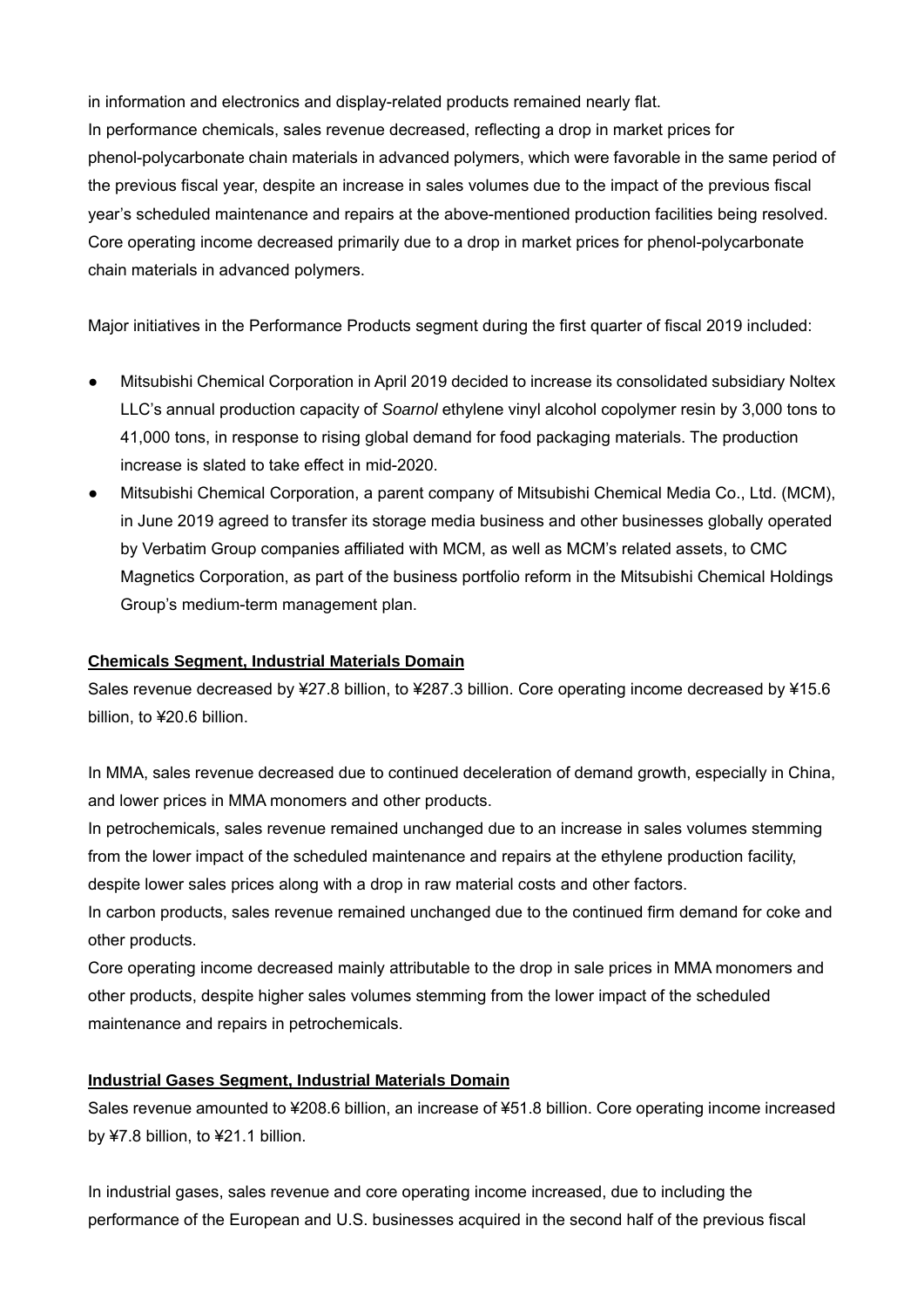in information and electronics and display-related products remained nearly flat.
In performance chemicals, sales revenue decreased, reflecting a drop in market prices for phenol-polycarbonate chain materials in advanced polymers, which were favorable in the same period of the previous fiscal year, despite an increase in sales volumes due to the impact of the previous fiscal year's scheduled maintenance and repairs at the above-mentioned production facilities being resolved.
Core operating income decreased primarily due to a drop in market prices for phenol-polycarbonate chain materials in advanced polymers.

Major initiatives in the Performance Products segment during the first quarter of fiscal 2019 included:

- Mitsubishi Chemical Corporation in April 2019 decided to increase its consolidated subsidiary Noltex LLC's annual production capacity of *Soarnol* ethylene vinyl alcohol copolymer resin by 3,000 tons to 41,000 tons, in response to rising global demand for food packaging materials. The production increase is slated to take effect in mid-2020.
- Mitsubishi Chemical Corporation, a parent company of Mitsubishi Chemical Media Co., Ltd. (MCM), in June 2019 agreed to transfer its storage media business and other businesses globally operated by Verbatim Group companies affiliated with MCM, as well as MCM's related assets, to CMC Magnetics Corporation, as part of the business portfolio reform in the Mitsubishi Chemical Holdings Group's medium-term management plan.

**Chemicals Segment, Industrial Materials Domain**

Sales revenue decreased by ¥27.8 billion, to ¥287.3 billion. Core operating income decreased by ¥15.6 billion, to ¥20.6 billion.

In MMA, sales revenue decreased due to continued deceleration of demand growth, especially in China, and lower prices in MMA monomers and other products.
In petrochemicals, sales revenue remained unchanged due to an increase in sales volumes stemming from the lower impact of the scheduled maintenance and repairs at the ethylene production facility, despite lower sales prices along with a drop in raw material costs and other factors.
In carbon products, sales revenue remained unchanged due to the continued firm demand for coke and other products.
Core operating income decreased mainly attributable to the drop in sale prices in MMA monomers and other products, despite higher sales volumes stemming from the lower impact of the scheduled maintenance and repairs in petrochemicals.

**Industrial Gases Segment, Industrial Materials Domain**

Sales revenue amounted to ¥208.6 billion, an increase of ¥51.8 billion. Core operating income increased by ¥7.8 billion, to ¥21.1 billion.

In industrial gases, sales revenue and core operating income increased, due to including the performance of the European and U.S. businesses acquired in the second half of the previous fiscal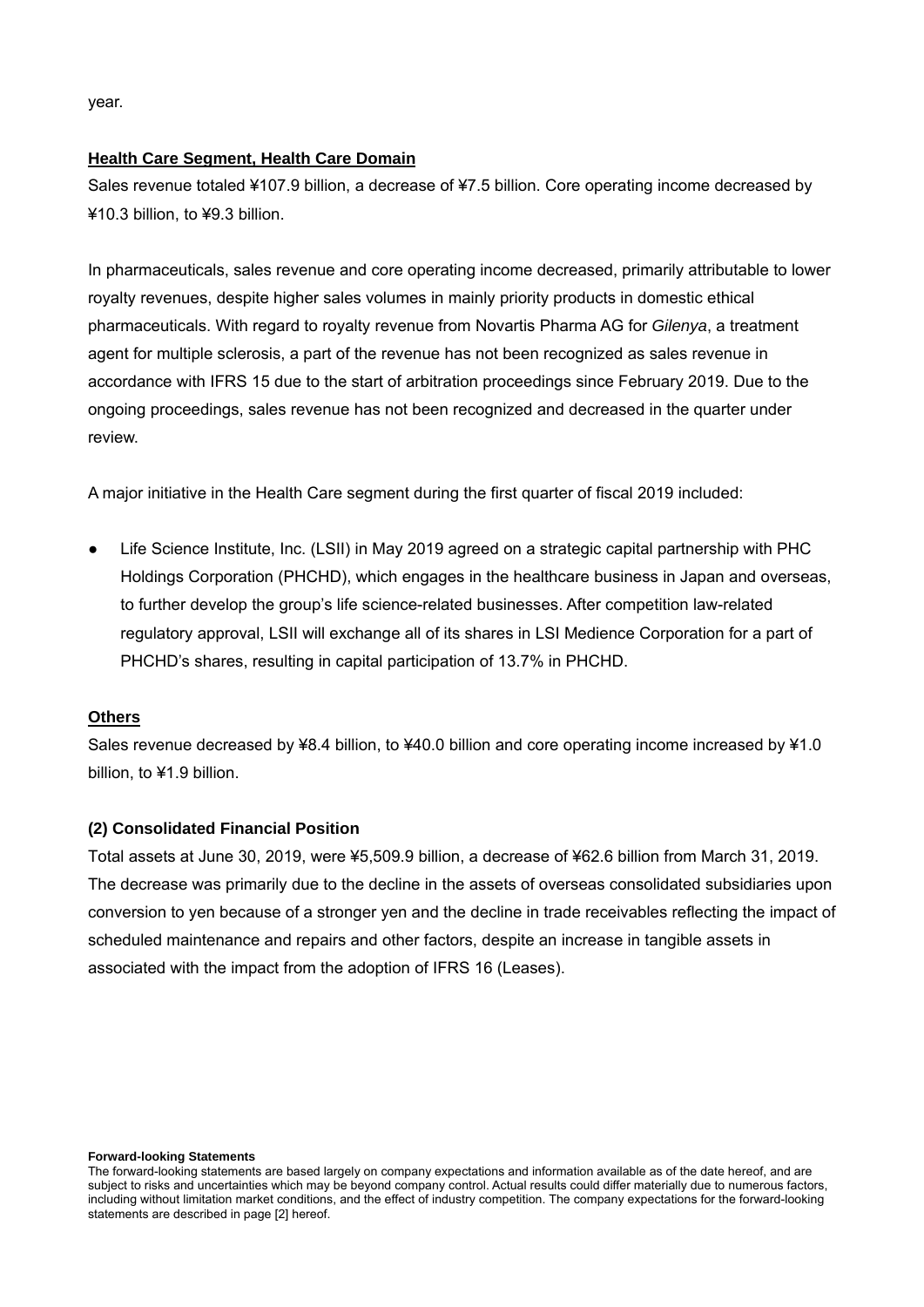year.

**Health Care Segment, Health Care Domain**

Sales revenue totaled ¥107.9 billion, a decrease of ¥7.5 billion. Core operating income decreased by ¥10.3 billion, to ¥9.3 billion.

In pharmaceuticals, sales revenue and core operating income decreased, primarily attributable to lower royalty revenues, despite higher sales volumes in mainly priority products in domestic ethical pharmaceuticals. With regard to royalty revenue from Novartis Pharma AG for *Gilenya*, a treatment agent for multiple sclerosis, a part of the revenue has not been recognized as sales revenue in accordance with IFRS 15 due to the start of arbitration proceedings since February 2019. Due to the ongoing proceedings, sales revenue has not been recognized and decreased in the quarter under review.

A major initiative in the Health Care segment during the first quarter of fiscal 2019 included:

- Life Science Institute, Inc. (LSII) in May 2019 agreed on a strategic capital partnership with PHC Holdings Corporation (PHCHD), which engages in the healthcare business in Japan and overseas, to further develop the group's life science-related businesses. After competition law-related regulatory approval, LSII will exchange all of its shares in LSI Medience Corporation for a part of PHCHD's shares, resulting in capital participation of 13.7% in PHCHD.

**Others**

Sales revenue decreased by ¥8.4 billion, to ¥40.0 billion and core operating income increased by ¥1.0 billion, to ¥1.9 billion.

### (2) Consolidated Financial Position

Total assets at June 30, 2019, were ¥5,509.9 billion, a decrease of ¥62.6 billion from March 31, 2019. The decrease was primarily due to the decline in the assets of overseas consolidated subsidiaries upon conversion to yen because of a stronger yen and the decline in trade receivables reflecting the impact of scheduled maintenance and repairs and other factors, despite an increase in tangible assets in associated with the impact from the adoption of IFRS 16 (Leases).

**Forward-looking Statements**

The forward-looking statements are based largely on company expectations and information available as of the date hereof, and are subject to risks and uncertainties which may be beyond company control. Actual results could differ materially due to numerous factors, including without limitation market conditions, and the effect of industry competition. The company expectations for the forward-looking statements are described in page [2] hereof.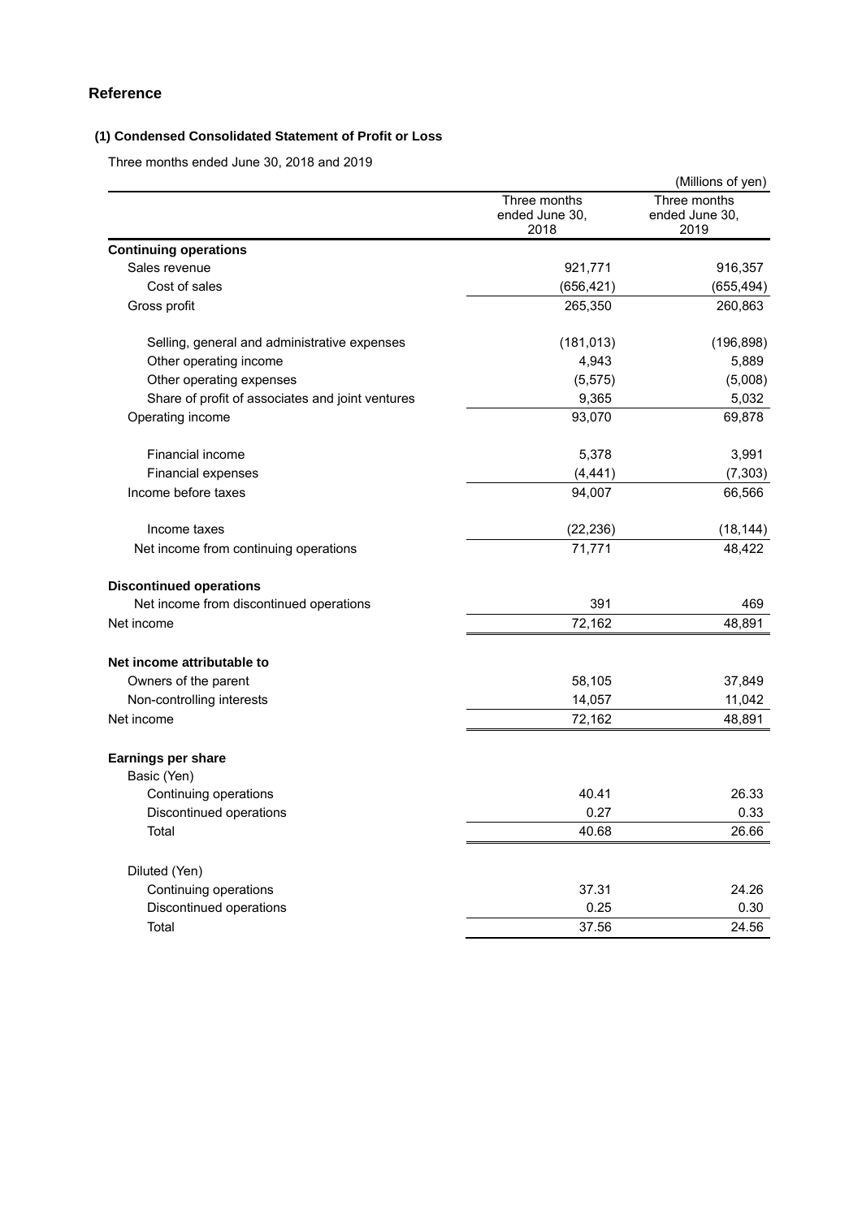## Reference

### (1) Condensed Consolidated Statement of Profit or Loss

Three months ended June 30, 2018 and 2019

(Millions of yen)

| | Three months ended June 30, 2018 | Three months ended June 30, 2019 |
|---|---|---|
| **Continuing operations** | | |
| Sales revenue | 921,771 | 916,357 |
| Cost of sales | (656,421) | (655,494) |
| Gross profit | 265,350 | 260,863 |
| Selling, general and administrative expenses | (181,013) | (196,898) |
| Other operating income | 4,943 | 5,889 |
| Other operating expenses | (5,575) | (5,008) |
| Share of profit of associates and joint ventures | 9,365 | 5,032 |
| Operating income | 93,070 | 69,878 |
| Financial income | 5,378 | 3,991 |
| Financial expenses | (4,441) | (7,303) |
| Income before taxes | 94,007 | 66,566 |
| Income taxes | (22,236) | (18,144) |
| Net income from continuing operations | 71,771 | 48,422 |
| **Discontinued operations** | | |
| Net income from discontinued operations | 391 | 469 |
| Net income | 72,162 | 48,891 |
| **Net income attributable to** | | |
| Owners of the parent | 58,105 | 37,849 |
| Non-controlling interests | 14,057 | 11,042 |
| Net income | 72,162 | 48,891 |
| **Earnings per share** | | |
| Basic (Yen) | | |
| Continuing operations | 40.41 | 26.33 |
| Discontinued operations | 0.27 | 0.33 |
| Total | 40.68 | 26.66 |
| Diluted (Yen) | | |
| Continuing operations | 37.31 | 24.26 |
| Discontinued operations | 0.25 | 0.30 |
| Total | 37.56 | 24.56 |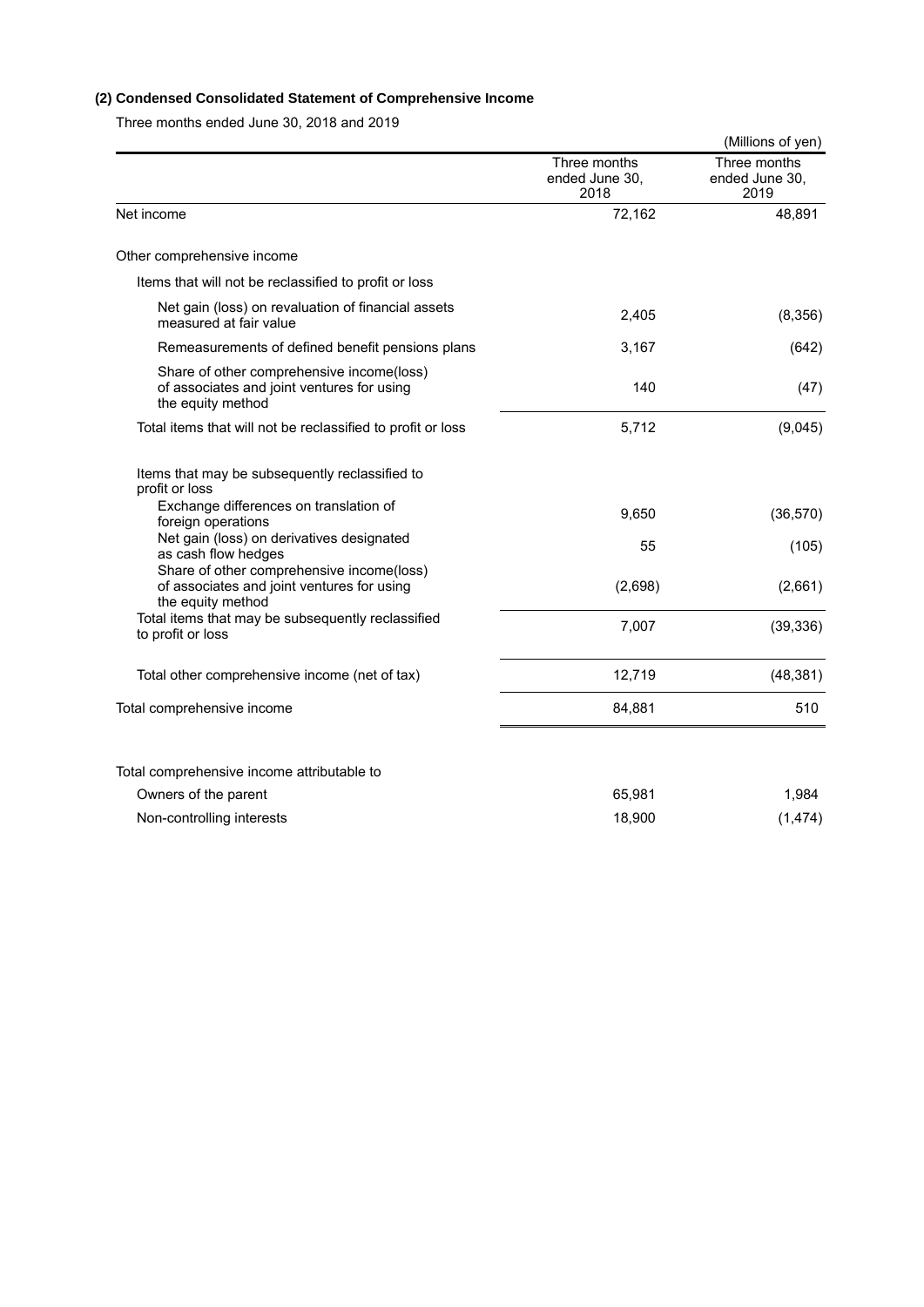### (2) Condensed Consolidated Statement of Comprehensive Income

Three months ended June 30, 2018 and 2019

(Millions of yen)

| | Three months ended June 30, 2018 | Three months ended June 30, 2019 |
|---|---|---|
| Net income | 72,162 | 48,891 |
| Other comprehensive income | | |
| Items that will not be reclassified to profit or loss | | |
| Net gain (loss) on revaluation of financial assets measured at fair value | 2,405 | (8,356) |
| Remeasurements of defined benefit pensions plans | 3,167 | (642) |
| Share of other comprehensive income(loss) of associates and joint ventures for using the equity method | 140 | (47) |
| Total items that will not be reclassified to profit or loss | 5,712 | (9,045) |
| Items that may be subsequently reclassified to profit or loss | | |
| Exchange differences on translation of foreign operations | 9,650 | (36,570) |
| Net gain (loss) on derivatives designated as cash flow hedges | 55 | (105) |
| Share of other comprehensive income(loss) of associates and joint ventures for using the equity method | (2,698) | (2,661) |
| Total items that may be subsequently reclassified to profit or loss | 7,007 | (39,336) |
| Total other comprehensive income (net of tax) | 12,719 | (48,381) |
| Total comprehensive income | 84,881 | 510 |
| Total comprehensive income attributable to | | |
| Owners of the parent | 65,981 | 1,984 |
| Non-controlling interests | 18,900 | (1,474) |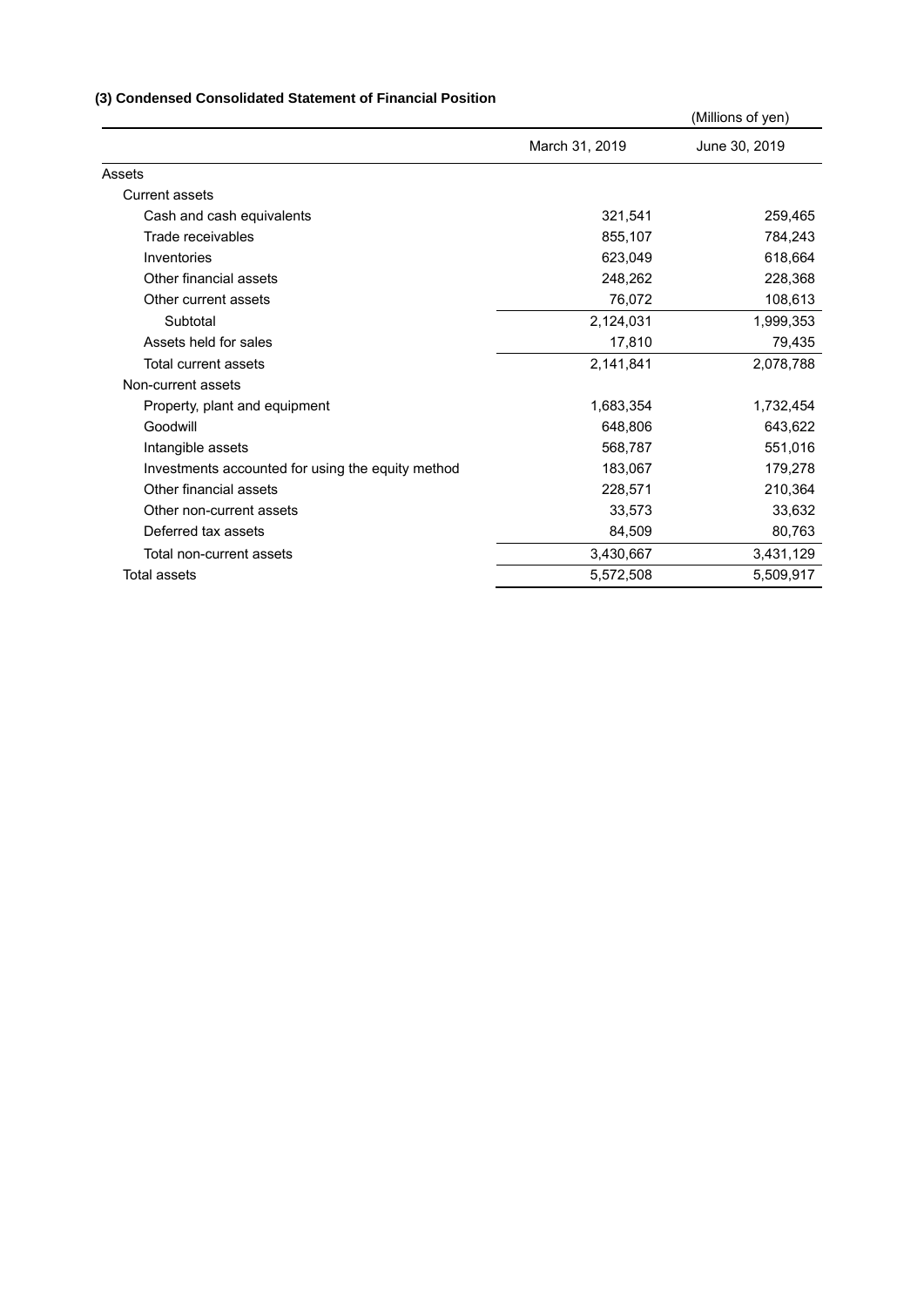### (3) Condensed Consolidated Statement of Financial Position

(Millions of yen)

| | March 31, 2019 | June 30, 2019 |
|---|---|---|
| Assets | | |
| Current assets | | |
| Cash and cash equivalents | 321,541 | 259,465 |
| Trade receivables | 855,107 | 784,243 |
| Inventories | 623,049 | 618,664 |
| Other financial assets | 248,262 | 228,368 |
| Other current assets | 76,072 | 108,613 |
| Subtotal | 2,124,031 | 1,999,353 |
| Assets held for sales | 17,810 | 79,435 |
| Total current assets | 2,141,841 | 2,078,788 |
| Non-current assets | | |
| Property, plant and equipment | 1,683,354 | 1,732,454 |
| Goodwill | 648,806 | 643,622 |
| Intangible assets | 568,787 | 551,016 |
| Investments accounted for using the equity method | 183,067 | 179,278 |
| Other financial assets | 228,571 | 210,364 |
| Other non-current assets | 33,573 | 33,632 |
| Deferred tax assets | 84,509 | 80,763 |
| Total non-current assets | 3,430,667 | 3,431,129 |
| Total assets | 5,572,508 | 5,509,917 |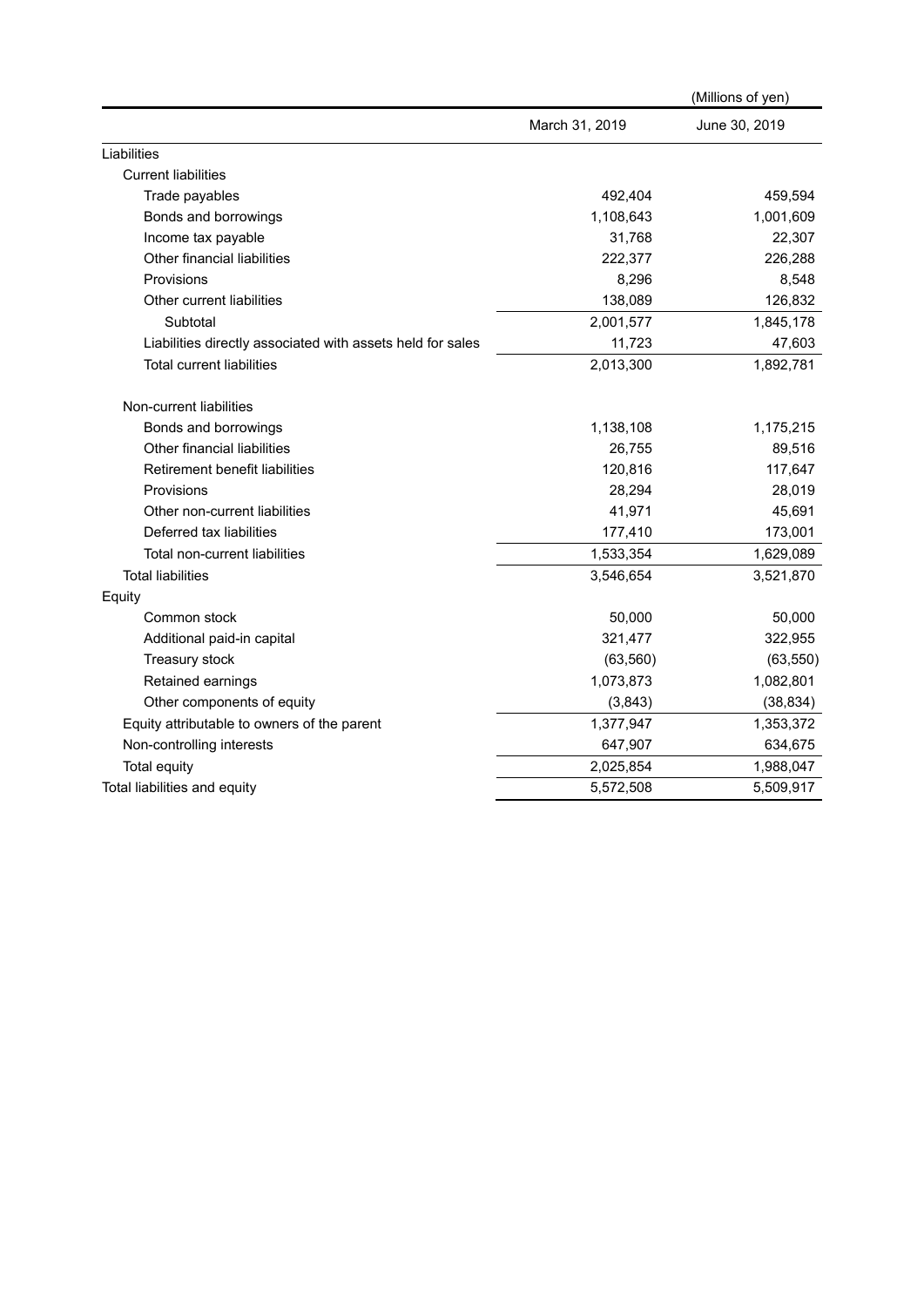(Millions of yen)

| | March 31, 2019 | June 30, 2019 |
|---|---|---|
| Liabilities | | |
| Current liabilities | | |
| Trade payables | 492,404 | 459,594 |
| Bonds and borrowings | 1,108,643 | 1,001,609 |
| Income tax payable | 31,768 | 22,307 |
| Other financial liabilities | 222,377 | 226,288 |
| Provisions | 8,296 | 8,548 |
| Other current liabilities | 138,089 | 126,832 |
| Subtotal | 2,001,577 | 1,845,178 |
| Liabilities directly associated with assets held for sales | 11,723 | 47,603 |
| Total current liabilities | 2,013,300 | 1,892,781 |
| Non-current liabilities | | |
| Bonds and borrowings | 1,138,108 | 1,175,215 |
| Other financial liabilities | 26,755 | 89,516 |
| Retirement benefit liabilities | 120,816 | 117,647 |
| Provisions | 28,294 | 28,019 |
| Other non-current liabilities | 41,971 | 45,691 |
| Deferred tax liabilities | 177,410 | 173,001 |
| Total non-current liabilities | 1,533,354 | 1,629,089 |
| Total liabilities | 3,546,654 | 3,521,870 |
| Equity | | |
| Common stock | 50,000 | 50,000 |
| Additional paid-in capital | 321,477 | 322,955 |
| Treasury stock | (63,560) | (63,550) |
| Retained earnings | 1,073,873 | 1,082,801 |
| Other components of equity | (3,843) | (38,834) |
| Equity attributable to owners of the parent | 1,377,947 | 1,353,372 |
| Non-controlling interests | 647,907 | 634,675 |
| Total equity | 2,025,854 | 1,988,047 |
| Total liabilities and equity | 5,572,508 | 5,509,917 |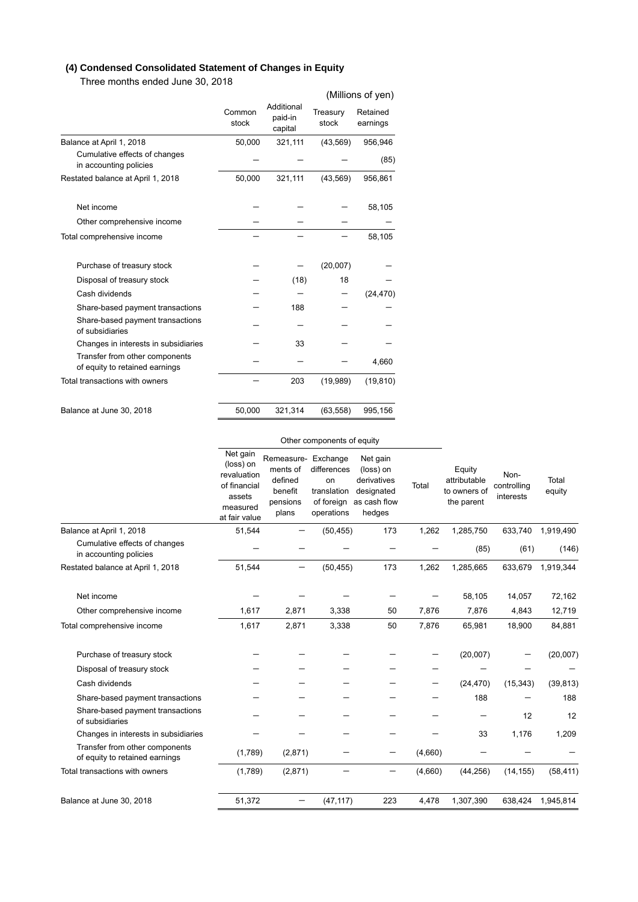### (4) Condensed Consolidated Statement of Changes in Equity

Three months ended June 30, 2018

(Millions of yen)

| | Common stock | Additional paid-in capital | Treasury stock | Retained earnings |
|---|---|---|---|---|
| Balance at April 1, 2018 | 50,000 | 321,111 | (43,569) | 956,946 |
| Cumulative effects of changes in accounting policies | – | – | – | (85) |
| Restated balance at April 1, 2018 | 50,000 | 321,111 | (43,569) | 956,861 |
| Net income | – | – | – | 58,105 |
| Other comprehensive income | – | – | – | – |
| Total comprehensive income | – | – | – | 58,105 |
| Purchase of treasury stock | – | – | (20,007) | – |
| Disposal of treasury stock | – | (18) | 18 | – |
| Cash dividends | – | – | – | (24,470) |
| Share-based payment transactions | – | 188 | – | – |
| Share-based payment transactions of subsidiaries | – | – | – | – |
| Changes in interests in subsidiaries | – | 33 | – | – |
| Transfer from other components of equity to retained earnings | – | – | – | 4,660 |
| Total transactions with owners | – | 203 | (19,989) | (19,810) |
| Balance at June 30, 2018 | 50,000 | 321,314 | (63,558) | 995,156 |

| | Other components of equity | | | | | | | |
|---|---|---|---|---|---|---|---|---|
| | Net gain (loss) on revaluation of financial assets measured at fair value | Remeasure-ments of defined benefit pensions plans | Exchange differences on translation of foreign operations | Net gain (loss) on derivatives designated as cash flow hedges | Total | Equity attributable to owners of the parent | Non-controlling interests | Total equity |
| Balance at April 1, 2018 | 51,544 | – | (50,455) | 173 | 1,262 | 1,285,750 | 633,740 | 1,919,490 |
| Cumulative effects of changes in accounting policies | – | – | – | – | – | (85) | (61) | (146) |
| Restated balance at April 1, 2018 | 51,544 | – | (50,455) | 173 | 1,262 | 1,285,665 | 633,679 | 1,919,344 |
| Net income | – | – | – | – | – | 58,105 | 14,057 | 72,162 |
| Other comprehensive income | 1,617 | 2,871 | 3,338 | 50 | 7,876 | 7,876 | 4,843 | 12,719 |
| Total comprehensive income | 1,617 | 2,871 | 3,338 | 50 | 7,876 | 65,981 | 18,900 | 84,881 |
| Purchase of treasury stock | – | – | – | – | – | (20,007) | – | (20,007) |
| Disposal of treasury stock | – | – | – | – | – | – | – | – |
| Cash dividends | – | – | – | – | – | (24,470) | (15,343) | (39,813) |
| Share-based payment transactions | – | – | – | – | – | 188 | – | 188 |
| Share-based payment transactions of subsidiaries | – | – | – | – | – | – | 12 | 12 |
| Changes in interests in subsidiaries | – | – | – | – | – | 33 | 1,176 | 1,209 |
| Transfer from other components of equity to retained earnings | (1,789) | (2,871) | – | – | (4,660) | – | – | – |
| Total transactions with owners | (1,789) | (2,871) | – | – | (4,660) | (44,256) | (14,155) | (58,411) |
| Balance at June 30, 2018 | 51,372 | – | (47,117) | 223 | 4,478 | 1,307,390 | 638,424 | 1,945,814 |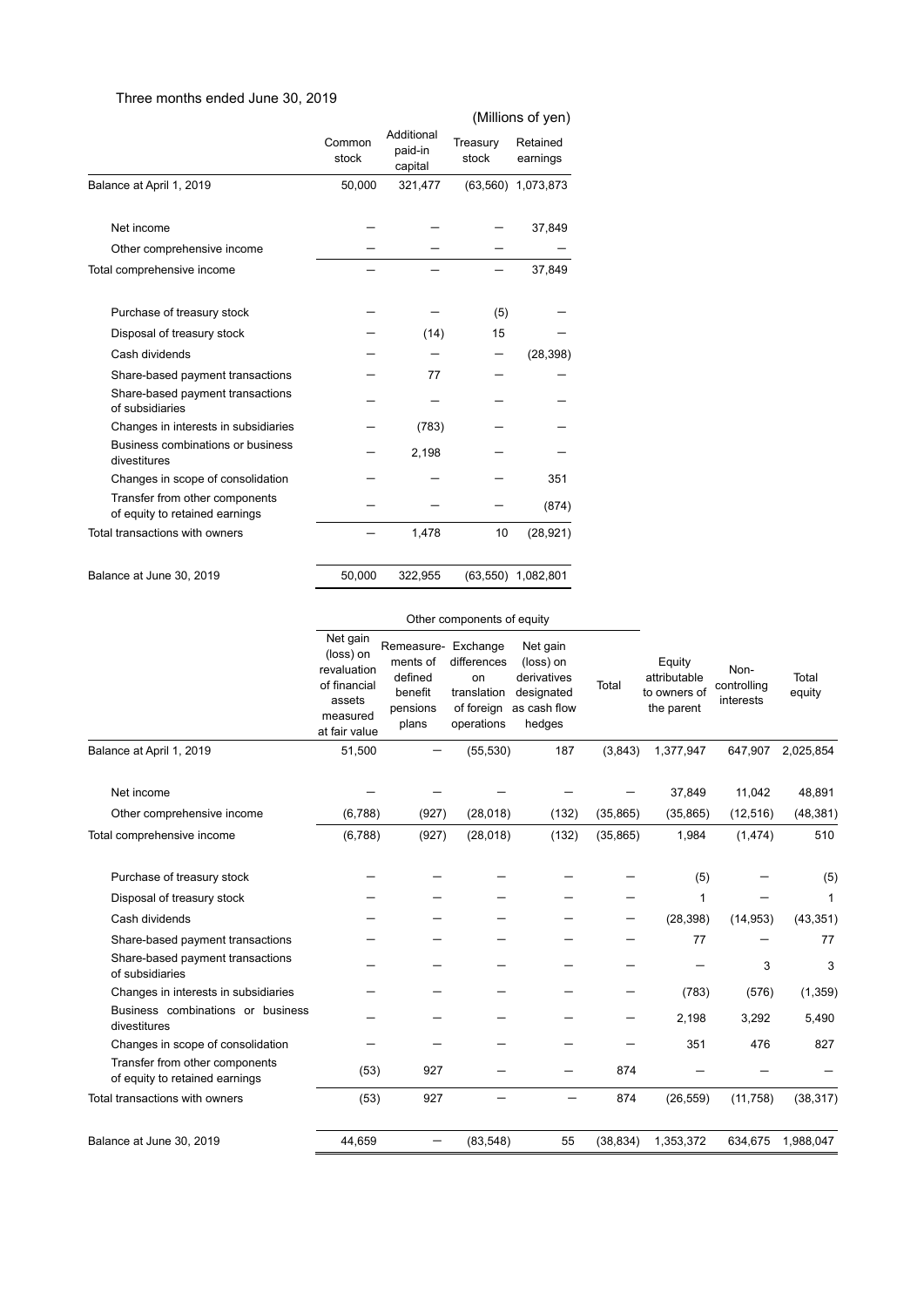Three months ended June 30, 2019

(Millions of yen)

| | Common stock | Additional paid-in capital | Treasury stock | Retained earnings |
|---|---|---|---|---|
| Balance at April 1, 2019 | 50,000 | 321,477 | (63,560) | 1,073,873 |
| Net income | — | — | — | 37,849 |
| Other comprehensive income | — | — | — | — |
| Total comprehensive income | — | — | — | 37,849 |
| Purchase of treasury stock | — | — | (5) | — |
| Disposal of treasury stock | — | (14) | 15 | — |
| Cash dividends | — | — | — | (28,398) |
| Share-based payment transactions | — | 77 | — | — |
| Share-based payment transactions of subsidiaries | — | — | — | — |
| Changes in interests in subsidiaries | — | (783) | — | — |
| Business combinations or business divestitures | — | 2,198 | — | — |
| Changes in scope of consolidation | — | — | — | 351 |
| Transfer from other components of equity to retained earnings | — | — | — | (874) |
| Total transactions with owners | — | 1,478 | 10 | (28,921) |
| Balance at June 30, 2019 | 50,000 | 322,955 | (63,550) | 1,082,801 |

| | Other components of equity | | | | | | | |
|---|---|---|---|---|---|---|---|---|
| | Net gain (loss) on revaluation of financial assets measured at fair value | Remeasurements of defined benefit pensions plans | Exchange differences on translation of foreign operations | Net gain (loss) on derivatives designated as cash flow hedges | Total | Equity attributable to owners of the parent | Non-controlling interests | Total equity |
| Balance at April 1, 2019 | 51,500 | — | (55,530) | 187 | (3,843) | 1,377,947 | 647,907 | 2,025,854 |
| Net income | — | — | — | — | — | 37,849 | 11,042 | 48,891 |
| Other comprehensive income | (6,788) | (927) | (28,018) | (132) | (35,865) | (35,865) | (12,516) | (48,381) |
| Total comprehensive income | (6,788) | (927) | (28,018) | (132) | (35,865) | 1,984 | (1,474) | 510 |
| Purchase of treasury stock | — | — | — | — | — | (5) | — | (5) |
| Disposal of treasury stock | — | — | — | — | — | 1 | — | 1 |
| Cash dividends | — | — | — | — | — | (28,398) | (14,953) | (43,351) |
| Share-based payment transactions | — | — | — | — | — | 77 | — | 77 |
| Share-based payment transactions of subsidiaries | — | — | — | — | — | — | 3 | 3 |
| Changes in interests in subsidiaries | — | — | — | — | — | (783) | (576) | (1,359) |
| Business combinations or business divestitures | — | — | — | — | — | 2,198 | 3,292 | 5,490 |
| Changes in scope of consolidation | — | — | — | — | — | 351 | 476 | 827 |
| Transfer from other components of equity to retained earnings | (53) | 927 | — | — | 874 | — | — | — |
| Total transactions with owners | (53) | 927 | — | — | 874 | (26,559) | (11,758) | (38,317) |
| Balance at June 30, 2019 | 44,659 | — | (83,548) | 55 | (38,834) | 1,353,372 | 634,675 | 1,988,047 |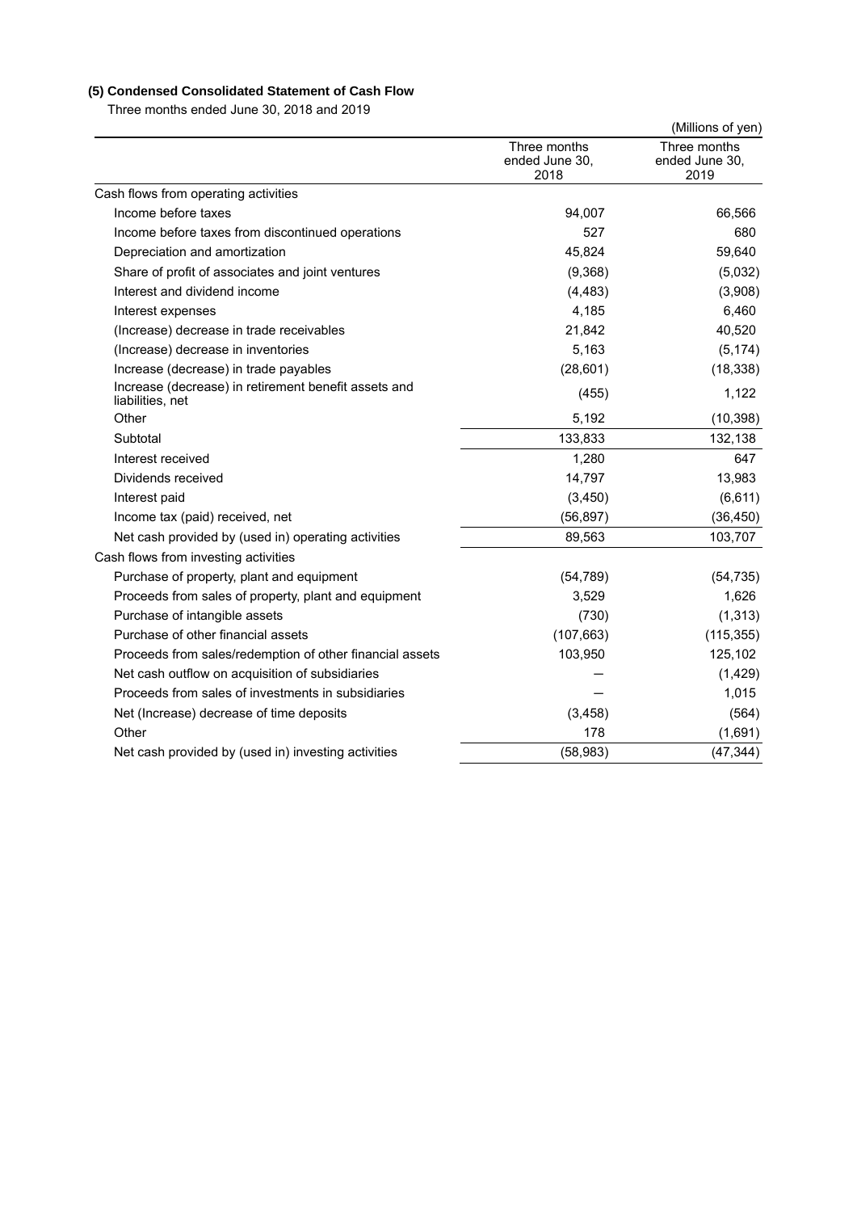### (5) Condensed Consolidated Statement of Cash Flow

Three months ended June 30, 2018 and 2019

(Millions of yen)

| | Three months ended June 30, 2018 | Three months ended June 30, 2019 |
|---|---|---|
| Cash flows from operating activities | | |
| Income before taxes | 94,007 | 66,566 |
| Income before taxes from discontinued operations | 527 | 680 |
| Depreciation and amortization | 45,824 | 59,640 |
| Share of profit of associates and joint ventures | (9,368) | (5,032) |
| Interest and dividend income | (4,483) | (3,908) |
| Interest expenses | 4,185 | 6,460 |
| (Increase) decrease in trade receivables | 21,842 | 40,520 |
| (Increase) decrease in inventories | 5,163 | (5,174) |
| Increase (decrease) in trade payables | (28,601) | (18,338) |
| Increase (decrease) in retirement benefit assets and liabilities, net | (455) | 1,122 |
| Other | 5,192 | (10,398) |
| Subtotal | 133,833 | 132,138 |
| Interest received | 1,280 | 647 |
| Dividends received | 14,797 | 13,983 |
| Interest paid | (3,450) | (6,611) |
| Income tax (paid) received, net | (56,897) | (36,450) |
| Net cash provided by (used in) operating activities | 89,563 | 103,707 |
| Cash flows from investing activities | | |
| Purchase of property, plant and equipment | (54,789) | (54,735) |
| Proceeds from sales of property, plant and equipment | 3,529 | 1,626 |
| Purchase of intangible assets | (730) | (1,313) |
| Purchase of other financial assets | (107,663) | (115,355) |
| Proceeds from sales/redemption of other financial assets | 103,950 | 125,102 |
| Net cash outflow on acquisition of subsidiaries | — | (1,429) |
| Proceeds from sales of investments in subsidiaries | — | 1,015 |
| Net (Increase) decrease of time deposits | (3,458) | (564) |
| Other | 178 | (1,691) |
| Net cash provided by (used in) investing activities | (58,983) | (47,344) |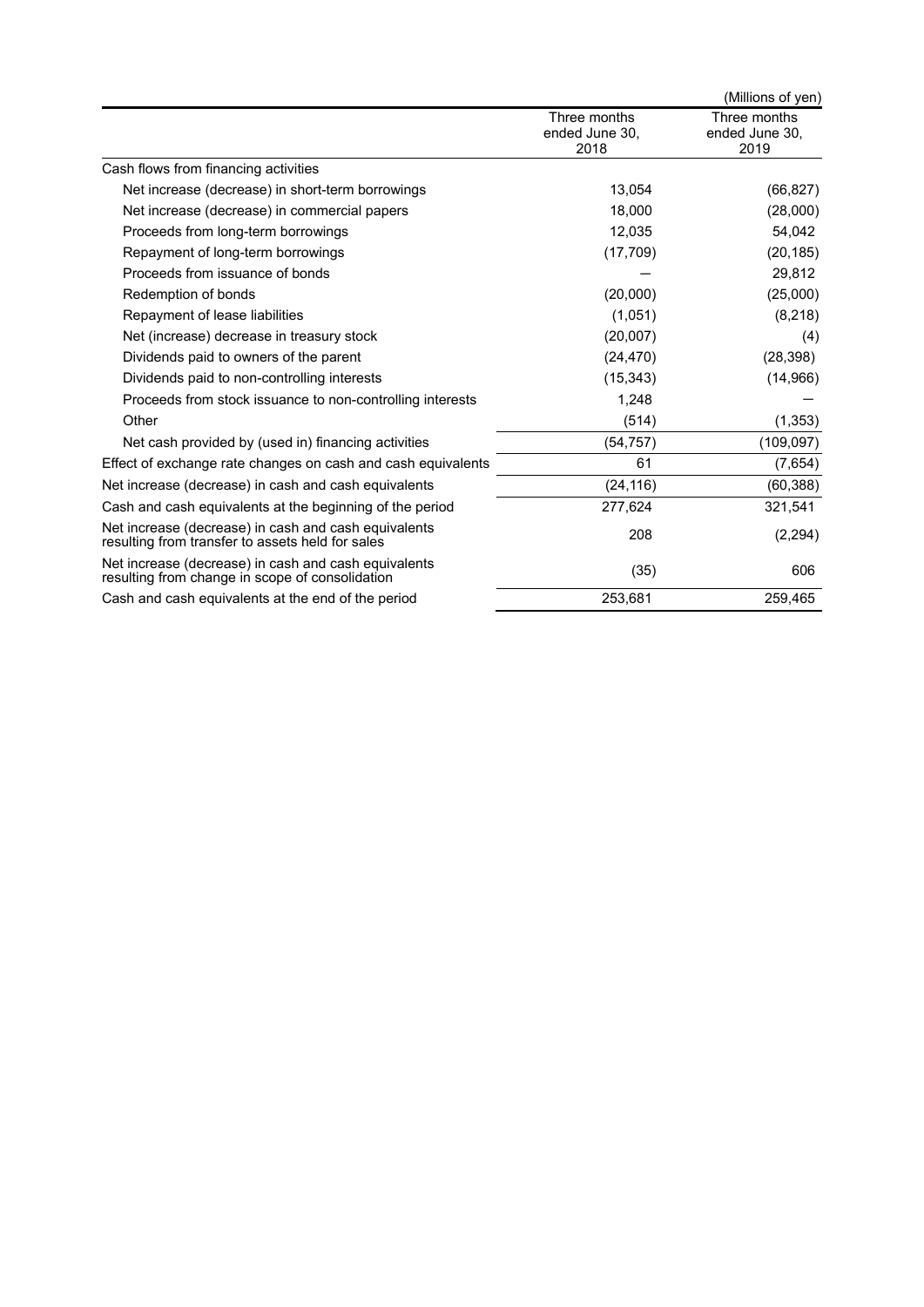(Millions of yen)

| | Three months ended June 30, 2018 | Three months ended June 30, 2019 |
|---|---|---|
| Cash flows from financing activities | | |
| Net increase (decrease) in short-term borrowings | 13,054 | (66,827) |
| Net increase (decrease) in commercial papers | 18,000 | (28,000) |
| Proceeds from long-term borrowings | 12,035 | 54,042 |
| Repayment of long-term borrowings | (17,709) | (20,185) |
| Proceeds from issuance of bonds | — | 29,812 |
| Redemption of bonds | (20,000) | (25,000) |
| Repayment of lease liabilities | (1,051) | (8,218) |
| Net (increase) decrease in treasury stock | (20,007) | (4) |
| Dividends paid to owners of the parent | (24,470) | (28,398) |
| Dividends paid to non-controlling interests | (15,343) | (14,966) |
| Proceeds from stock issuance to non-controlling interests | 1,248 | — |
| Other | (514) | (1,353) |
| Net cash provided by (used in) financing activities | (54,757) | (109,097) |
| Effect of exchange rate changes on cash and cash equivalents | 61 | (7,654) |
| Net increase (decrease) in cash and cash equivalents | (24,116) | (60,388) |
| Cash and cash equivalents at the beginning of the period | 277,624 | 321,541 |
| Net increase (decrease) in cash and cash equivalents resulting from transfer to assets held for sales | 208 | (2,294) |
| Net increase (decrease) in cash and cash equivalents resulting from change in scope of consolidation | (35) | 606 |
| Cash and cash equivalents at the end of the period | 253,681 | 259,465 |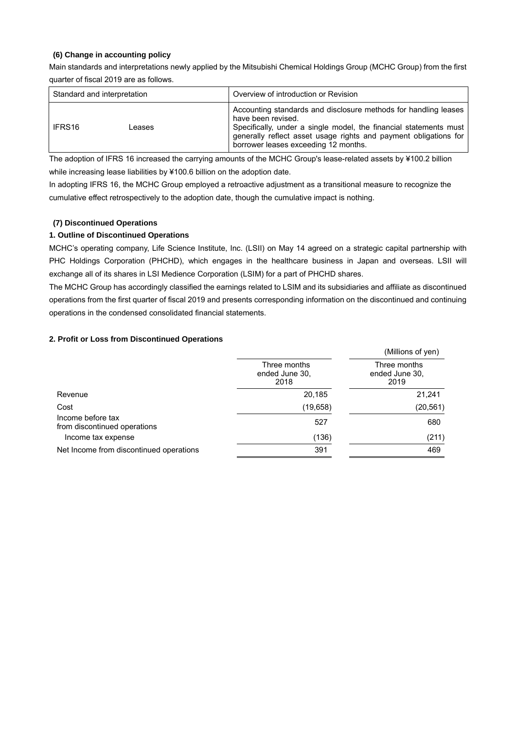### (6) Change in accounting policy

Main standards and interpretations newly applied by the Mitsubishi Chemical Holdings Group (MCHC Group) from the first quarter of fiscal 2019 are as follows.

| Standard and interpretation | | Overview of introduction or Revision |
|---|---|---|
| IFRS16 | Leases | Accounting standards and disclosure methods for handling leases have been revised.<br>Specifically, under a single model, the financial statements must generally reflect asset usage rights and payment obligations for borrower leases exceeding 12 months. |

The adoption of IFRS 16 increased the carrying amounts of the MCHC Group's lease-related assets by ¥100.2 billion while increasing lease liabilities by ¥100.6 billion on the adoption date.

In adopting IFRS 16, the MCHC Group employed a retroactive adjustment as a transitional measure to recognize the cumulative effect retrospectively to the adoption date, though the cumulative impact is nothing.

### (7) Discontinued Operations

#### 1. Outline of Discontinued Operations

MCHC's operating company, Life Science Institute, Inc. (LSII) on May 14 agreed on a strategic capital partnership with PHC Holdings Corporation (PHCHD), which engages in the healthcare business in Japan and overseas. LSII will exchange all of its shares in LSI Medience Corporation (LSIM) for a part of PHCHD shares.

The MCHC Group has accordingly classified the earnings related to LSIM and its subsidiaries and affiliate as discontinued operations from the first quarter of fiscal 2019 and presents corresponding information on the discontinued and continuing operations in the condensed consolidated financial statements.

#### 2. Profit or Loss from Discontinued Operations

(Millions of yen)

| | Three months ended June 30, 2018 | Three months ended June 30, 2019 |
|---|---|---|
| Revenue | 20,185 | 21,241 |
| Cost | (19,658) | (20,561) |
| Income before tax from discontinued operations | 527 | 680 |
| Income tax expense | (136) | (211) |
| Net Income from discontinued operations | 391 | 469 |